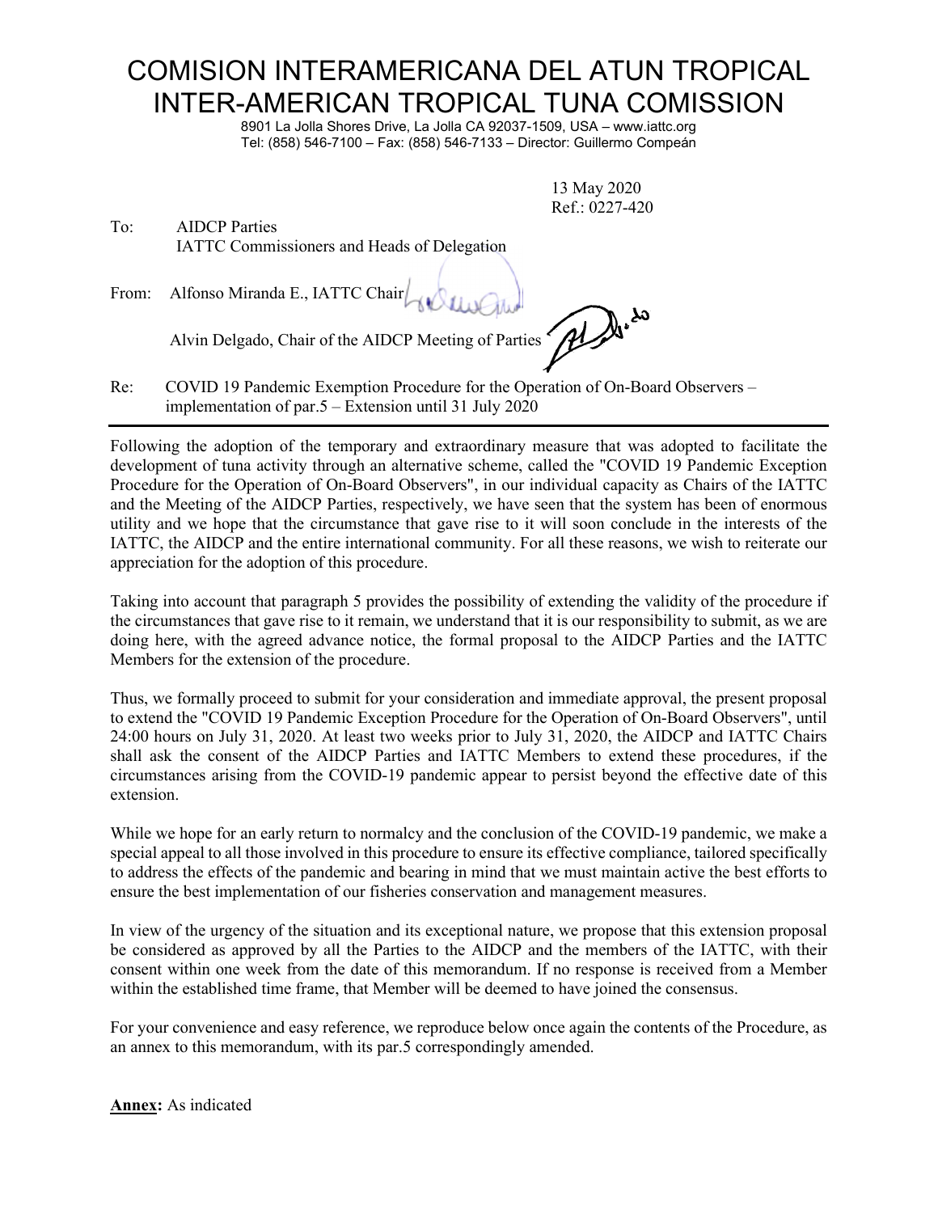# COMISION INTERAMERICANA DEL ATUN TROPICAL
# INTER-AMERICAN TROPICAL TUNA COMISSION

8901 La Jolla Shores Drive, La Jolla CA 92037-1509, USA – www.iattc.org
Tel: (858) 546-7100 – Fax: (858) 546-7133 – Director: Guillermo Compeán

13 May 2020
Ref.: 0227-420

To: AIDCP Parties
IATTC Commissioners and Heads of Delegation

From: Alfonso Miranda E., IATTC Chair

Alvin Delgado, Chair of the AIDCP Meeting of Parties

Re: COVID 19 Pandemic Exemption Procedure for the Operation of On-Board Observers – implementation of par.5 – Extension until 31 July 2020

---

Following the adoption of the temporary and extraordinary measure that was adopted to facilitate the development of tuna activity through an alternative scheme, called the "COVID 19 Pandemic Exception Procedure for the Operation of On-Board Observers", in our individual capacity as Chairs of the IATTC and the Meeting of the AIDCP Parties, respectively, we have seen that the system has been of enormous utility and we hope that the circumstance that gave rise to it will soon conclude in the interests of the IATTC, the AIDCP and the entire international community. For all these reasons, we wish to reiterate our appreciation for the adoption of this procedure.

Taking into account that paragraph 5 provides the possibility of extending the validity of the procedure if the circumstances that gave rise to it remain, we understand that it is our responsibility to submit, as we are doing here, with the agreed advance notice, the formal proposal to the AIDCP Parties and the IATTC Members for the extension of the procedure.

Thus, we formally proceed to submit for your consideration and immediate approval, the present proposal to extend the "COVID 19 Pandemic Exception Procedure for the Operation of On-Board Observers", until 24:00 hours on July 31, 2020. At least two weeks prior to July 31, 2020, the AIDCP and IATTC Chairs shall ask the consent of the AIDCP Parties and IATTC Members to extend these procedures, if the circumstances arising from the COVID-19 pandemic appear to persist beyond the effective date of this extension.

While we hope for an early return to normalcy and the conclusion of the COVID-19 pandemic, we make a special appeal to all those involved in this procedure to ensure its effective compliance, tailored specifically to address the effects of the pandemic and bearing in mind that we must maintain active the best efforts to ensure the best implementation of our fisheries conservation and management measures.

In view of the urgency of the situation and its exceptional nature, we propose that this extension proposal be considered as approved by all the Parties to the AIDCP and the members of the IATTC, with their consent within one week from the date of this memorandum. If no response is received from a Member within the established time frame, that Member will be deemed to have joined the consensus.

For your convenience and easy reference, we reproduce below once again the contents of the Procedure, as an annex to this memorandum, with its par.5 correspondingly amended.

**Annex:** As indicated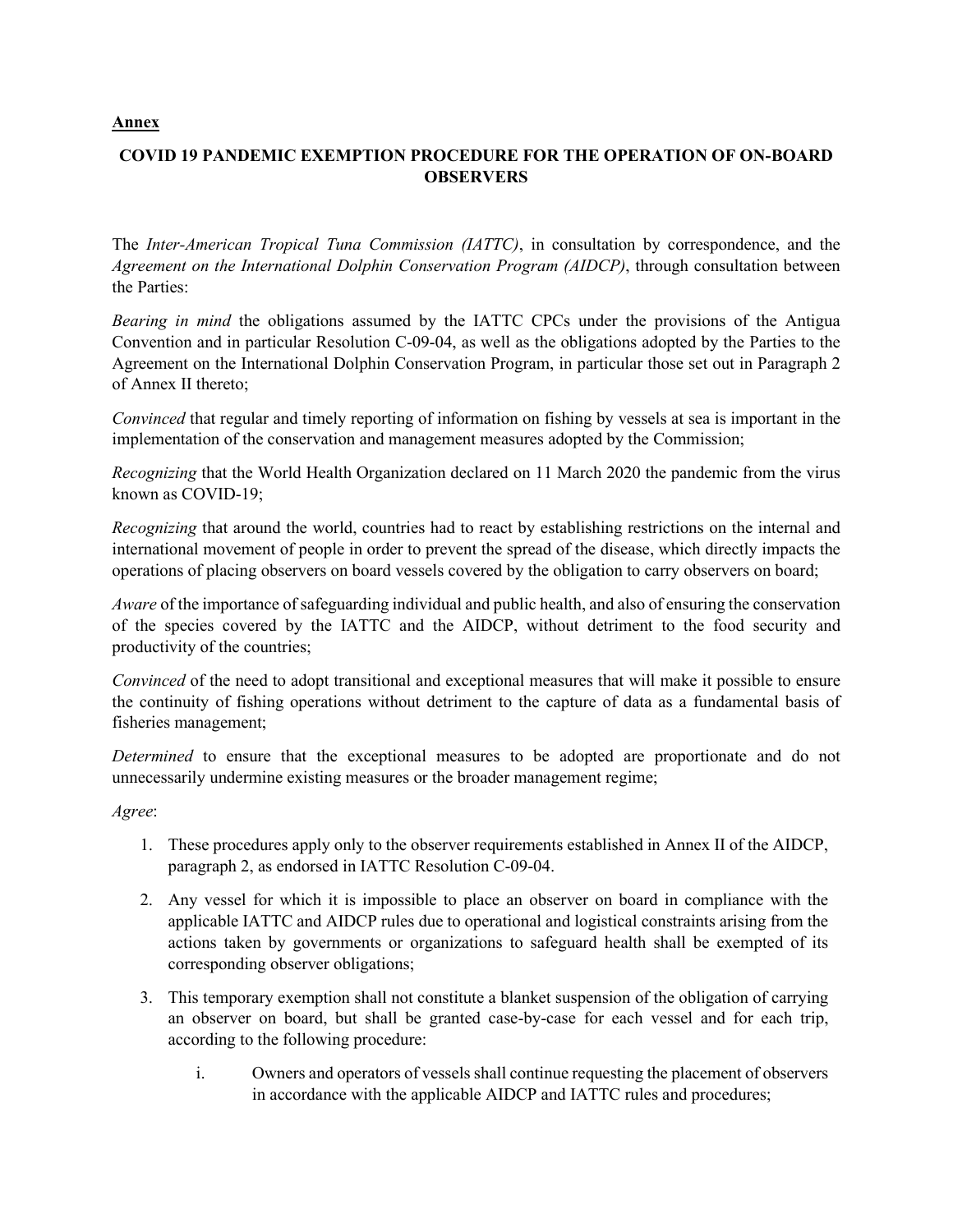**Annex**

## COVID 19 PANDEMIC EXEMPTION PROCEDURE FOR THE OPERATION OF ON-BOARD OBSERVERS

The *Inter-American Tropical Tuna Commission (IATTC)*, in consultation by correspondence, and the *Agreement on the International Dolphin Conservation Program (AIDCP)*, through consultation between the Parties:

*Bearing in mind* the obligations assumed by the IATTC CPCs under the provisions of the Antigua Convention and in particular Resolution C-09-04, as well as the obligations adopted by the Parties to the Agreement on the International Dolphin Conservation Program, in particular those set out in Paragraph 2 of Annex II thereto;

*Convinced* that regular and timely reporting of information on fishing by vessels at sea is important in the implementation of the conservation and management measures adopted by the Commission;

*Recognizing* that the World Health Organization declared on 11 March 2020 the pandemic from the virus known as COVID-19;

*Recognizing* that around the world, countries had to react by establishing restrictions on the internal and international movement of people in order to prevent the spread of the disease, which directly impacts the operations of placing observers on board vessels covered by the obligation to carry observers on board;

*Aware* of the importance of safeguarding individual and public health, and also of ensuring the conservation of the species covered by the IATTC and the AIDCP, without detriment to the food security and productivity of the countries;

*Convinced* of the need to adopt transitional and exceptional measures that will make it possible to ensure the continuity of fishing operations without detriment to the capture of data as a fundamental basis of fisheries management;

*Determined* to ensure that the exceptional measures to be adopted are proportionate and do not unnecessarily undermine existing measures or the broader management regime;

*Agree*:

1. These procedures apply only to the observer requirements established in Annex II of the AIDCP, paragraph 2, as endorsed in IATTC Resolution C-09-04.
2. Any vessel for which it is impossible to place an observer on board in compliance with the applicable IATTC and AIDCP rules due to operational and logistical constraints arising from the actions taken by governments or organizations to safeguard health shall be exempted of its corresponding observer obligations;
3. This temporary exemption shall not constitute a blanket suspension of the obligation of carrying an observer on board, but shall be granted case-by-case for each vessel and for each trip, according to the following procedure:
   i. Owners and operators of vessels shall continue requesting the placement of observers in accordance with the applicable AIDCP and IATTC rules and procedures;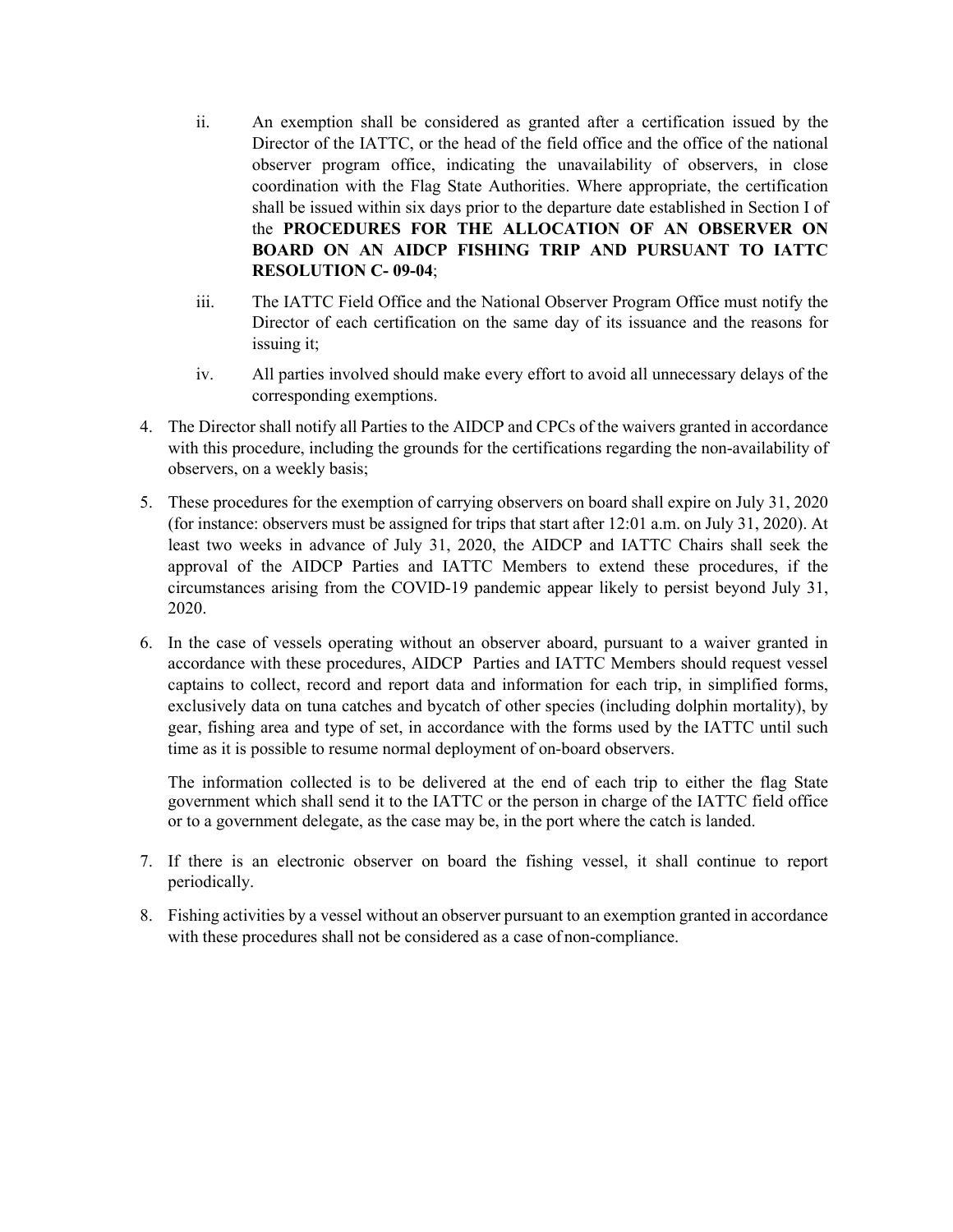ii. An exemption shall be considered as granted after a certification issued by the Director of the IATTC, or the head of the field office and the office of the national observer program office, indicating the unavailability of observers, in close coordination with the Flag State Authorities. Where appropriate, the certification shall be issued within six days prior to the departure date established in Section I of the **PROCEDURES FOR THE ALLOCATION OF AN OBSERVER ON BOARD ON AN AIDCP FISHING TRIP AND PURSUANT TO IATTC RESOLUTION C- 09-04**;

iii. The IATTC Field Office and the National Observer Program Office must notify the Director of each certification on the same day of its issuance and the reasons for issuing it;

iv. All parties involved should make every effort to avoid all unnecessary delays of the corresponding exemptions.

4. The Director shall notify all Parties to the AIDCP and CPCs of the waivers granted in accordance with this procedure, including the grounds for the certifications regarding the non-availability of observers, on a weekly basis;

5. These procedures for the exemption of carrying observers on board shall expire on July 31, 2020 (for instance: observers must be assigned for trips that start after 12:01 a.m. on July 31, 2020). At least two weeks in advance of July 31, 2020, the AIDCP and IATTC Chairs shall seek the approval of the AIDCP Parties and IATTC Members to extend these procedures, if the circumstances arising from the COVID-19 pandemic appear likely to persist beyond July 31, 2020.

6. In the case of vessels operating without an observer aboard, pursuant to a waiver granted in accordance with these procedures, AIDCP Parties and IATTC Members should request vessel captains to collect, record and report data and information for each trip, in simplified forms, exclusively data on tuna catches and bycatch of other species (including dolphin mortality), by gear, fishing area and type of set, in accordance with the forms used by the IATTC until such time as it is possible to resume normal deployment of on-board observers.

   The information collected is to be delivered at the end of each trip to either the flag State government which shall send it to the IATTC or the person in charge of the IATTC field office or to a government delegate, as the case may be, in the port where the catch is landed.

7. If there is an electronic observer on board the fishing vessel, it shall continue to report periodically.

8. Fishing activities by a vessel without an observer pursuant to an exemption granted in accordance with these procedures shall not be considered as a case of non-compliance.